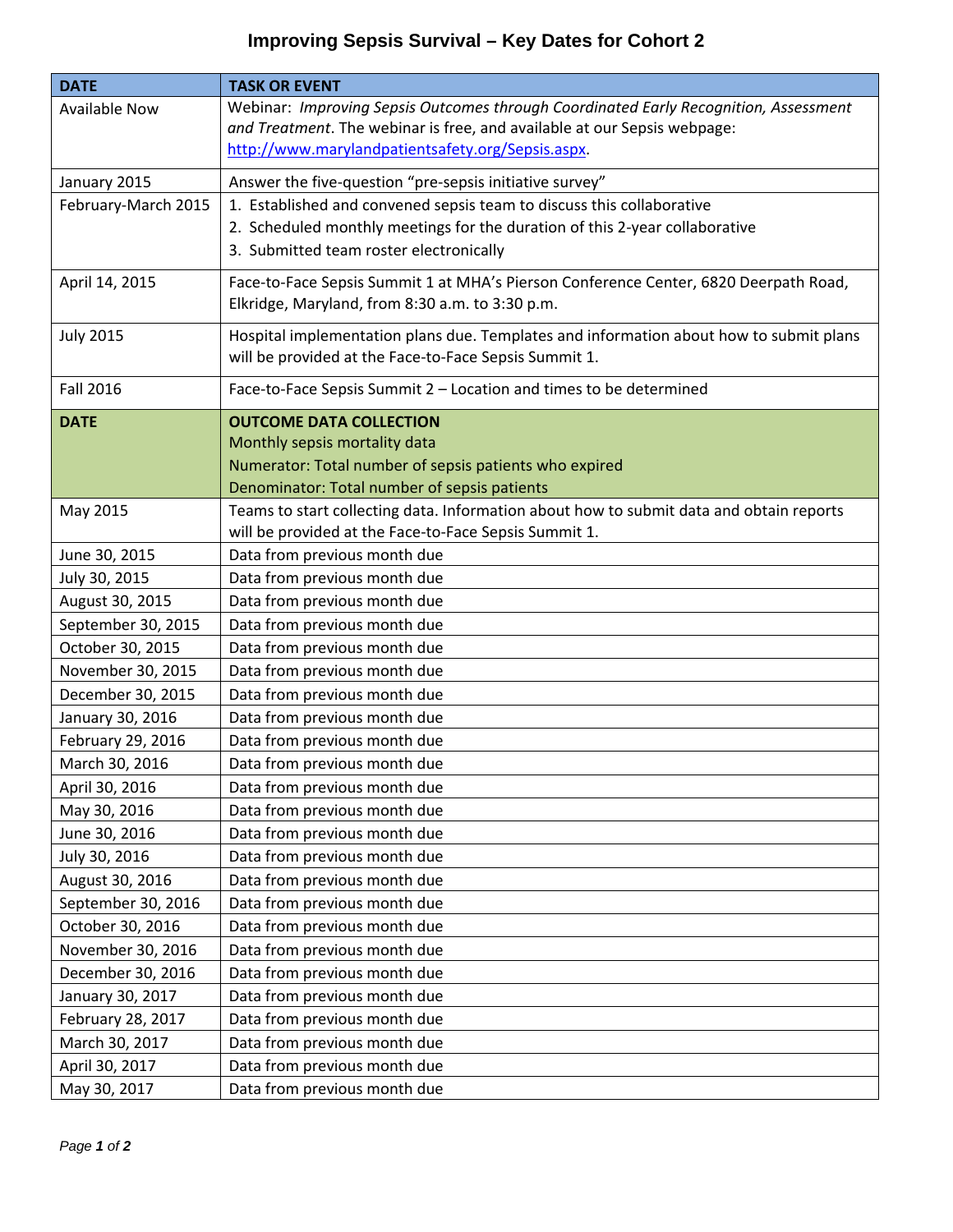# Improving Sepsis Survival – Key Dates for Cohort 2

| DATE | TASK OR EVENT |
|---|---|
| Available Now | Webinar: *Improving Sepsis Outcomes through Coordinated Early Recognition, Assessment and Treatment*. The webinar is free, and available at our Sepsis webpage: [http://www.marylandpatientsafety.org/Sepsis.aspx](http://www.marylandpatientsafety.org/Sepsis.aspx). |
| January 2015 | Answer the five-question "pre-sepsis initiative survey" |
| February-March 2015 | 1. Established and convened sepsis team to discuss this collaborative<br>2. Scheduled monthly meetings for the duration of this 2-year collaborative<br>3. Submitted team roster electronically |
| April 14, 2015 | Face-to-Face Sepsis Summit 1 at MHA's Pierson Conference Center, 6820 Deerpath Road, Elkridge, Maryland, from 8:30 a.m. to 3:30 p.m. |
| July 2015 | Hospital implementation plans due. Templates and information about how to submit plans will be provided at the Face-to-Face Sepsis Summit 1. |
| Fall 2016 | Face-to-Face Sepsis Summit 2 – Location and times to be determined |
| **DATE** | **OUTCOME DATA COLLECTION**<br>Monthly sepsis mortality data<br>Numerator: Total number of sepsis patients who expired<br>Denominator: Total number of sepsis patients |
| May 2015 | Teams to start collecting data. Information about how to submit data and obtain reports will be provided at the Face-to-Face Sepsis Summit 1. |
| June 30, 2015 | Data from previous month due |
| July 30, 2015 | Data from previous month due |
| August 30, 2015 | Data from previous month due |
| September 30, 2015 | Data from previous month due |
| October 30, 2015 | Data from previous month due |
| November 30, 2015 | Data from previous month due |
| December 30, 2015 | Data from previous month due |
| January 30, 2016 | Data from previous month due |
| February 29, 2016 | Data from previous month due |
| March 30, 2016 | Data from previous month due |
| April 30, 2016 | Data from previous month due |
| May 30, 2016 | Data from previous month due |
| June 30, 2016 | Data from previous month due |
| July 30, 2016 | Data from previous month due |
| August 30, 2016 | Data from previous month due |
| September 30, 2016 | Data from previous month due |
| October 30, 2016 | Data from previous month due |
| November 30, 2016 | Data from previous month due |
| December 30, 2016 | Data from previous month due |
| January 30, 2017 | Data from previous month due |
| February 28, 2017 | Data from previous month due |
| March 30, 2017 | Data from previous month due |
| April 30, 2017 | Data from previous month due |
| May 30, 2017 | Data from previous month due |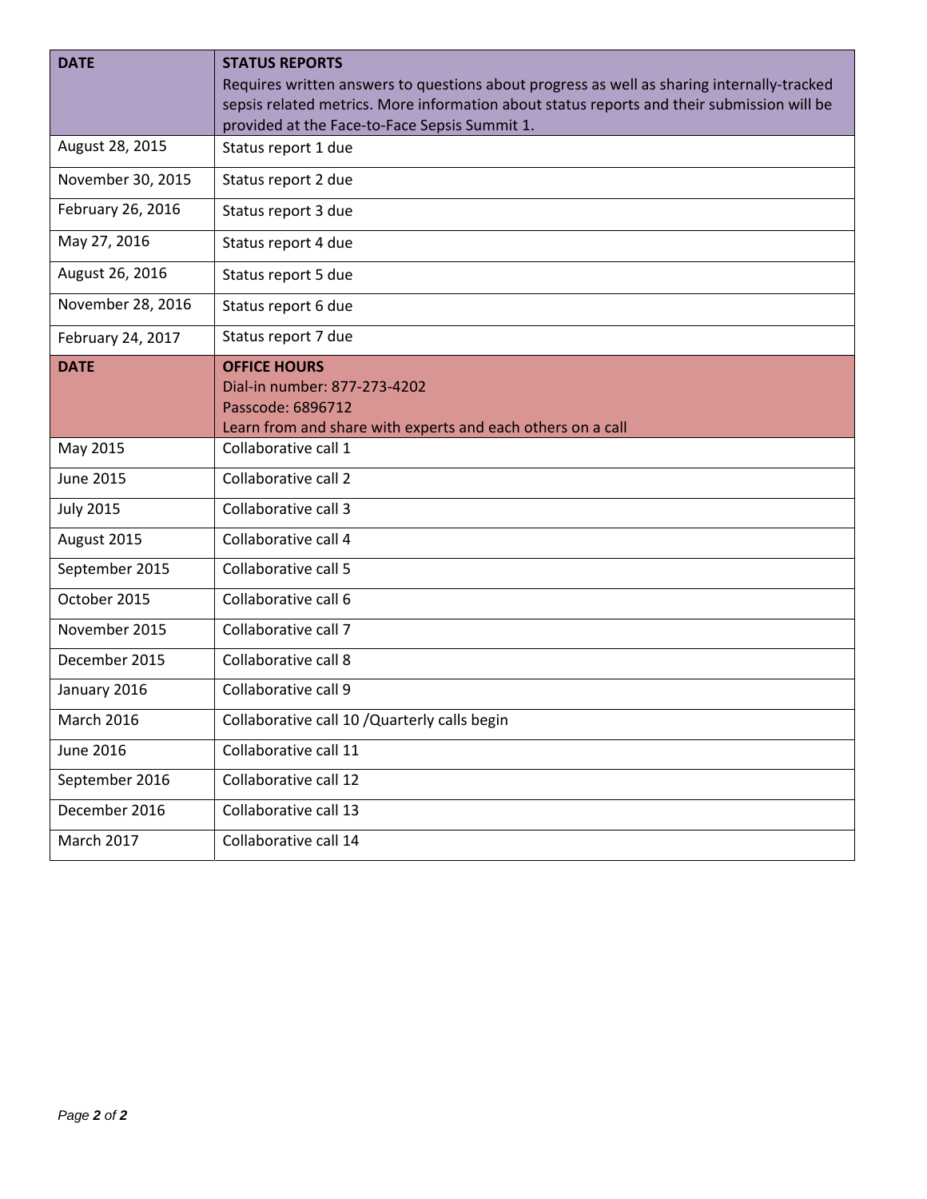| DATE | STATUS REPORTS<br>Requires written answers to questions about progress as well as sharing internally-tracked sepsis related metrics. More information about status reports and their submission will be provided at the Face-to-Face Sepsis Summit 1. |
|---|---|
| August 28, 2015 | Status report 1 due |
| November 30, 2015 | Status report 2 due |
| February 26, 2016 | Status report 3 due |
| May 27, 2016 | Status report 4 due |
| August 26, 2016 | Status report 5 due |
| November 28, 2016 | Status report 6 due |
| February 24, 2017 | Status report 7 due |
| **DATE** | **OFFICE HOURS**<br>Dial-in number: 877-273-4202<br>Passcode: 6896712<br>Learn from and share with experts and each others on a call |
| May 2015 | Collaborative call 1 |
| June 2015 | Collaborative call 2 |
| July 2015 | Collaborative call 3 |
| August 2015 | Collaborative call 4 |
| September 2015 | Collaborative call 5 |
| October 2015 | Collaborative call 6 |
| November 2015 | Collaborative call 7 |
| December 2015 | Collaborative call 8 |
| January 2016 | Collaborative call 9 |
| March 2016 | Collaborative call 10 /Quarterly calls begin |
| June 2016 | Collaborative call 11 |
| September 2016 | Collaborative call 12 |
| December 2016 | Collaborative call 13 |
| March 2017 | Collaborative call 14 |